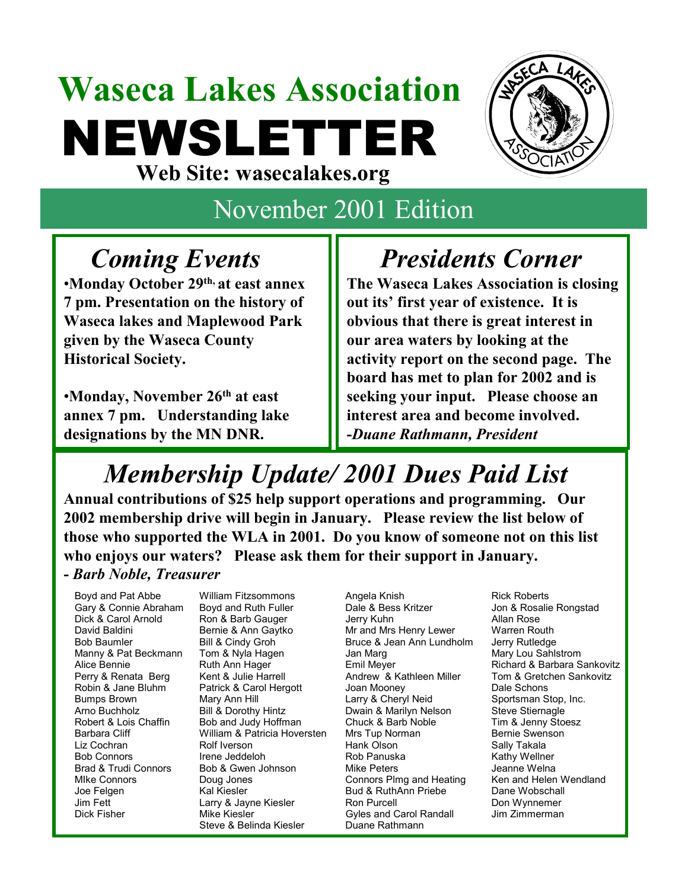# Waseca Lakes Association NEWSLETTER

**Web Site: wasecalakes.org**

## November 2001 Edition

## *Coming Events*

- **Monday October 29th, at east annex 7 pm. Presentation on the history of Waseca lakes and Maplewood Park given by the Waseca County Historical Society.**

- **Monday, November 26th at east annex 7 pm. Understanding lake designations by the MN DNR.**

## *Presidents Corner*

**The Waseca Lakes Association is closing out its' first year of existence. It is obvious that there is great interest in our area waters by looking at the activity report on the second page. The board has met to plan for 2002 and is seeking your input. Please choose an interest area and become involved.**
***-Duane Rathmann, President***

## *Membership Update/ 2001 Dues Paid List*

**Annual contributions of $25 help support operations and programming. Our 2002 membership drive will begin in January. Please review the list below of those who supported the WLA in 2001. Do you know of someone not on this list who enjoys our waters? Please ask them for their support in January.**
**-** ***Barb Noble, Treasurer***

Boyd and Pat Abbe
Gary & Connie Abraham
Dick & Carol Arnold
David Baldini
Bob Baumler
Manny & Pat Beckmann
Alice Bennie
Perry & Renata Berg
Robin & Jane Bluhm
Bumps Brown
Arno Buchholz
Robert & Lois Chaffin
Barbara Cliff
Liz Cochran
Bob Connors
Brad & Trudi Connors
MIke Connors
Joe Felgen
Jim Fett
Dick Fisher
William Fitzsommons
Boyd and Ruth Fuller
Ron & Barb Gauger
Bernie & Ann Gaytko
Bill & Cindy Groh
Tom & Nyla Hagen
Ruth Ann Hager
Kent & Julie Harrell
Patrick & Carol Hergott
Mary Ann Hill
Bill & Dorothy Hintz
Bob and Judy Hoffman
William & Patricia Hoversten
Rolf Iverson
Irene Jeddeloh
Bob & Gwen Johnson
Doug Jones
Kal Kiesler
Larry & Jayne Kiesler
Mike Kiesler
Steve & Belinda Kiesler
Angela Knish
Dale & Bess Kritzer
Jerry Kuhn
Mr and Mrs Henry Lewer
Bruce & Jean Ann Lundholm
Jan Marg
Emil Meyer
Andrew & Kathleen Miller
Joan Mooney
Larry & Cheryl Neid
Dwain & Marilyn Nelson
Chuck & Barb Noble
Mrs Tup Norman
Hank Olson
Rob Panuska
Mike Peters
Connors Plmg and Heating
Bud & RuthAnn Priebe
Ron Purcell
Gyles and Carol Randall
Duane Rathmann
Rick Roberts
Jon & Rosalie Rongstad
Allan Rose
Warren Routh
Jerry Rutledge
Mary Lou Sahlstrom
Richard & Barbara Sankovitz
Tom & Gretchen Sankovitz
Dale Schons
Sportsman Stop, Inc.
Steve Stiernagle
Tim & Jenny Stoesz
Bernie Swenson
Sally Takala
Kathy Wellner
Jeanne Welna
Ken and Helen Wendland
Dane Wobschall
Don Wynnemer
Jim Zimmerman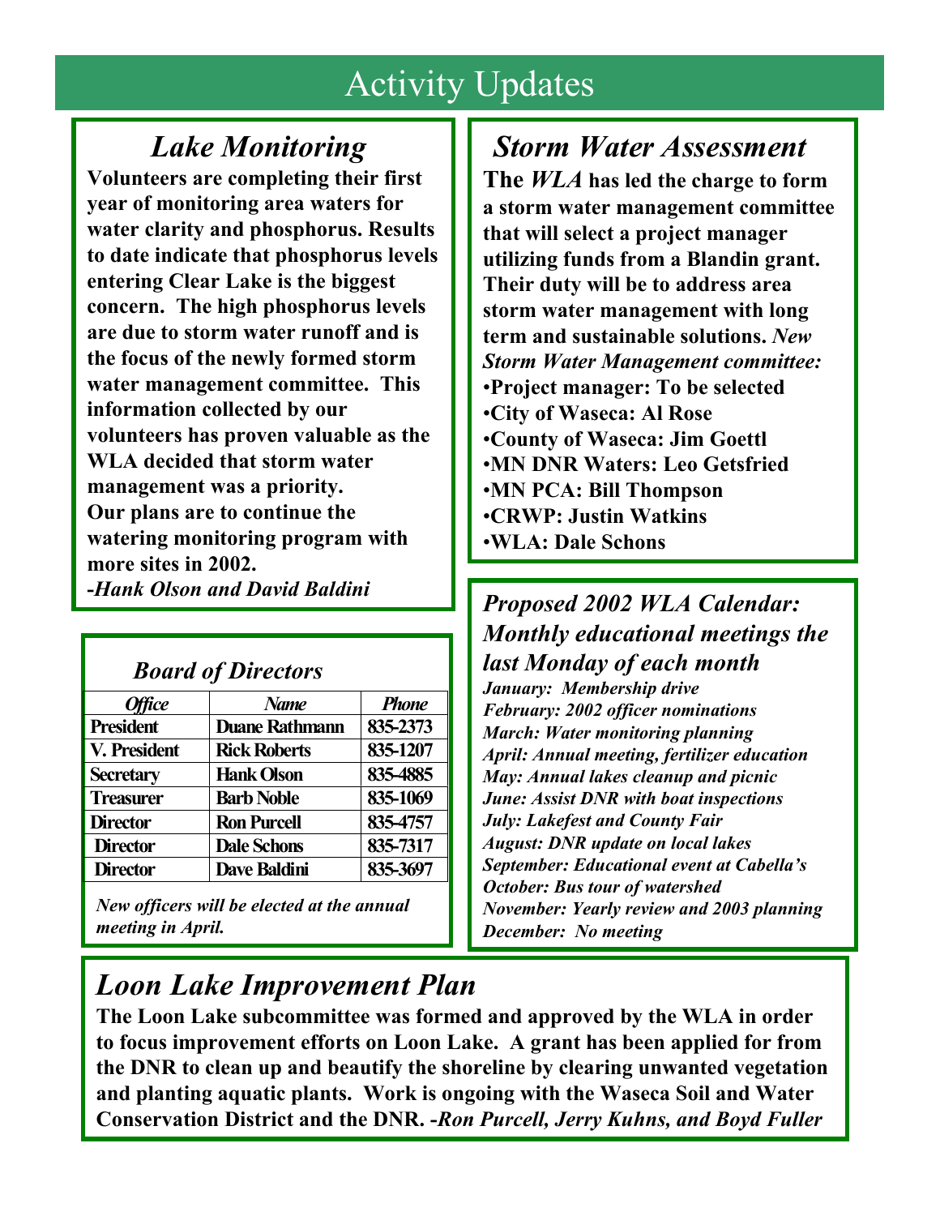# Activity Updates

## *Lake Monitoring*

**Volunteers are completing their first year of monitoring area waters for water clarity and phosphorus. Results to date indicate that phosphorus levels entering Clear Lake is the biggest concern. The high phosphorus levels are due to storm water runoff and is the focus of the newly formed storm water management committee. This information collected by our volunteers has proven valuable as the WLA decided that storm water management was a priority. Our plans are to continue the watering monitoring program with more sites in 2002.**

***-Hank Olson and David Baldini***

### *Board of Directors*

| *Office* | *Name* | *Phone* |
|---|---|---|
| President | Duane Rathmann | 835-2373 |
| V. President | Rick Roberts | 835-1207 |
| Secretary | Hank Olson | 835-4885 |
| Treasurer | Barb Noble | 835-1069 |
| Director | Ron Purcell | 835-4757 |
| Director | Dale Schons | 835-7317 |
| Director | Dave Baldini | 835-3697 |

*New officers will be elected at the annual meeting in April.*

## *Storm Water Assessment*

**The *WLA* has led the charge to form a storm water management committee that will select a project manager utilizing funds from a Blandin grant. Their duty will be to address area storm water management with long term and sustainable solutions.** ***New Storm Water Management committee:***

- **Project manager: To be selected**
- **City of Waseca: Al Rose**
- **County of Waseca: Jim Goettl**
- **MN DNR Waters: Leo Getsfried**
- **MN PCA: Bill Thompson**
- **CRWP: Justin Watkins**
- **WLA: Dale Schons**

### *Proposed 2002 WLA Calendar: Monthly educational meetings the last Monday of each month*

***January: Membership drive***
***February: 2002 officer nominations***
***March: Water monitoring planning***
***April: Annual meeting, fertilizer education***
***May: Annual lakes cleanup and picnic***
***June: Assist DNR with boat inspections***
***July: Lakefest and County Fair***
***August: DNR update on local lakes***
***September: Educational event at Cabella's***
***October: Bus tour of watershed***
***November: Yearly review and 2003 planning***
***December: No meeting***

## *Loon Lake Improvement Plan*

**The Loon Lake subcommittee was formed and approved by the WLA in order to focus improvement efforts on Loon Lake. A grant has been applied for from the DNR to clean up and beautify the shoreline by clearing unwanted vegetation and planting aquatic plants. Work is ongoing with the Waseca Soil and Water Conservation District and the DNR. *-Ron Purcell, Jerry Kuhns, and Boyd Fuller***